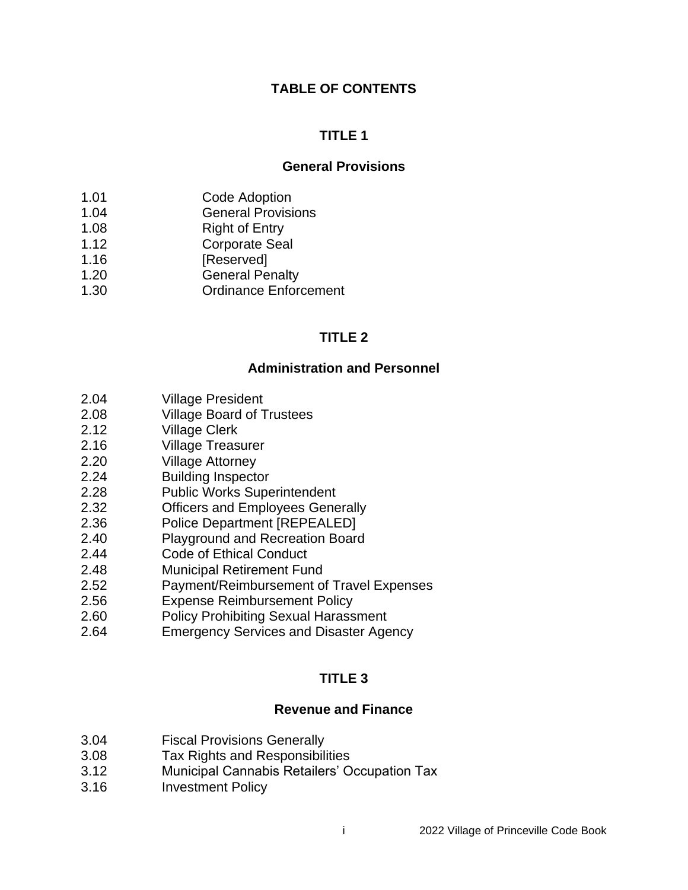# TABLE OF CONTENTS

## TITLE 1

### General Provisions

| | |
|---|---|
| 1.01 | Code Adoption |
| 1.04 | General Provisions |
| 1.08 | Right of Entry |
| 1.12 | Corporate Seal |
| 1.16 | [Reserved] |
| 1.20 | General Penalty |
| 1.30 | Ordinance Enforcement |

## TITLE 2

### Administration and Personnel

| | |
|---|---|
| 2.04 | Village President |
| 2.08 | Village Board of Trustees |
| 2.12 | Village Clerk |
| 2.16 | Village Treasurer |
| 2.20 | Village Attorney |
| 2.24 | Building Inspector |
| 2.28 | Public Works Superintendent |
| 2.32 | Officers and Employees Generally |
| 2.36 | Police Department [REPEALED] |
| 2.40 | Playground and Recreation Board |
| 2.44 | Code of Ethical Conduct |
| 2.48 | Municipal Retirement Fund |
| 2.52 | Payment/Reimbursement of Travel Expenses |
| 2.56 | Expense Reimbursement Policy |
| 2.60 | Policy Prohibiting Sexual Harassment |
| 2.64 | Emergency Services and Disaster Agency |

## TITLE 3

### Revenue and Finance

| | |
|---|---|
| 3.04 | Fiscal Provisions Generally |
| 3.08 | Tax Rights and Responsibilities |
| 3.12 | Municipal Cannabis Retailers' Occupation Tax |
| 3.16 | Investment Policy |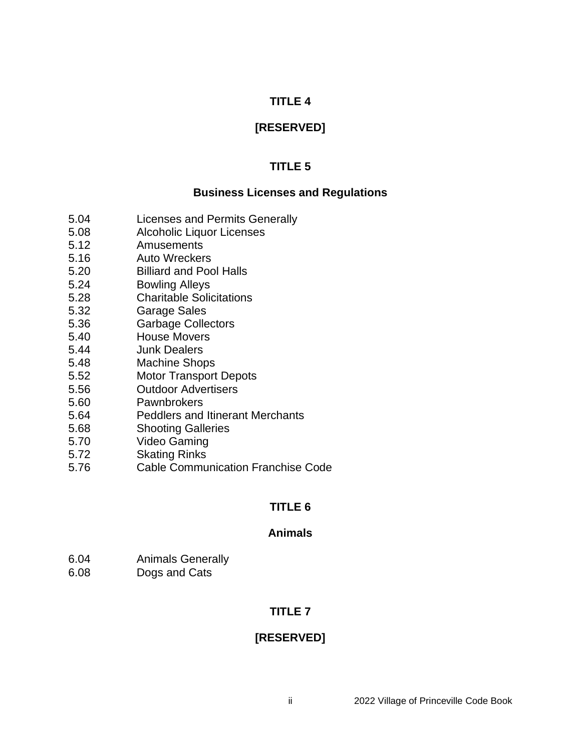## TITLE 4

## [RESERVED]

## TITLE 5

## Business Licenses and Regulations

| | |
|---|---|
| 5.04 | Licenses and Permits Generally |
| 5.08 | Alcoholic Liquor Licenses |
| 5.12 | Amusements |
| 5.16 | Auto Wreckers |
| 5.20 | Billiard and Pool Halls |
| 5.24 | Bowling Alleys |
| 5.28 | Charitable Solicitations |
| 5.32 | Garage Sales |
| 5.36 | Garbage Collectors |
| 5.40 | House Movers |
| 5.44 | Junk Dealers |
| 5.48 | Machine Shops |
| 5.52 | Motor Transport Depots |
| 5.56 | Outdoor Advertisers |
| 5.60 | Pawnbrokers |
| 5.64 | Peddlers and Itinerant Merchants |
| 5.68 | Shooting Galleries |
| 5.70 | Video Gaming |
| 5.72 | Skating Rinks |
| 5.76 | Cable Communication Franchise Code |

## TITLE 6

## Animals

| | |
|---|---|
| 6.04 | Animals Generally |
| 6.08 | Dogs and Cats |

## TITLE 7

## [RESERVED]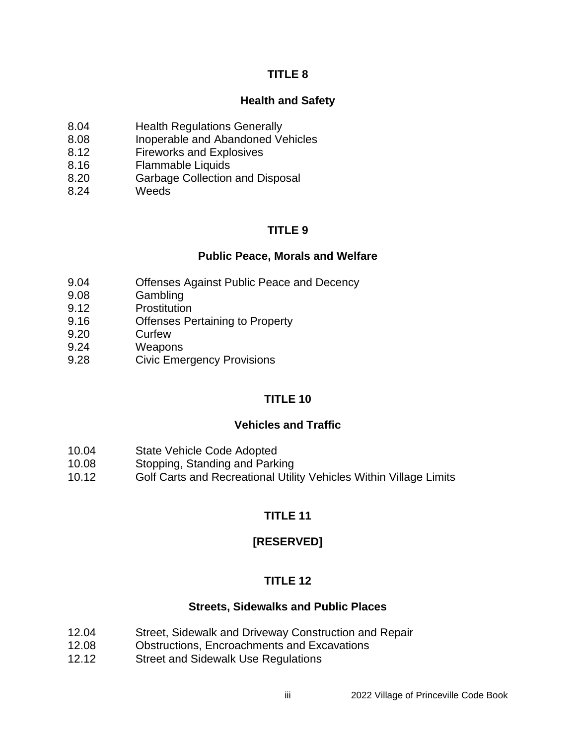## TITLE 8

### Health and Safety

8.04 Health Regulations Generally
8.08 Inoperable and Abandoned Vehicles
8.12 Fireworks and Explosives
8.16 Flammable Liquids
8.20 Garbage Collection and Disposal
8.24 Weeds

## TITLE 9

### Public Peace, Morals and Welfare

9.04 Offenses Against Public Peace and Decency
9.08 Gambling
9.12 Prostitution
9.16 Offenses Pertaining to Property
9.20 Curfew
9.24 Weapons
9.28 Civic Emergency Provisions

## TITLE 10

### Vehicles and Traffic

10.04 State Vehicle Code Adopted
10.08 Stopping, Standing and Parking
10.12 Golf Carts and Recreational Utility Vehicles Within Village Limits

## TITLE 11

### [RESERVED]

## TITLE 12

### Streets, Sidewalks and Public Places

12.04 Street, Sidewalk and Driveway Construction and Repair
12.08 Obstructions, Encroachments and Excavations
12.12 Street and Sidewalk Use Regulations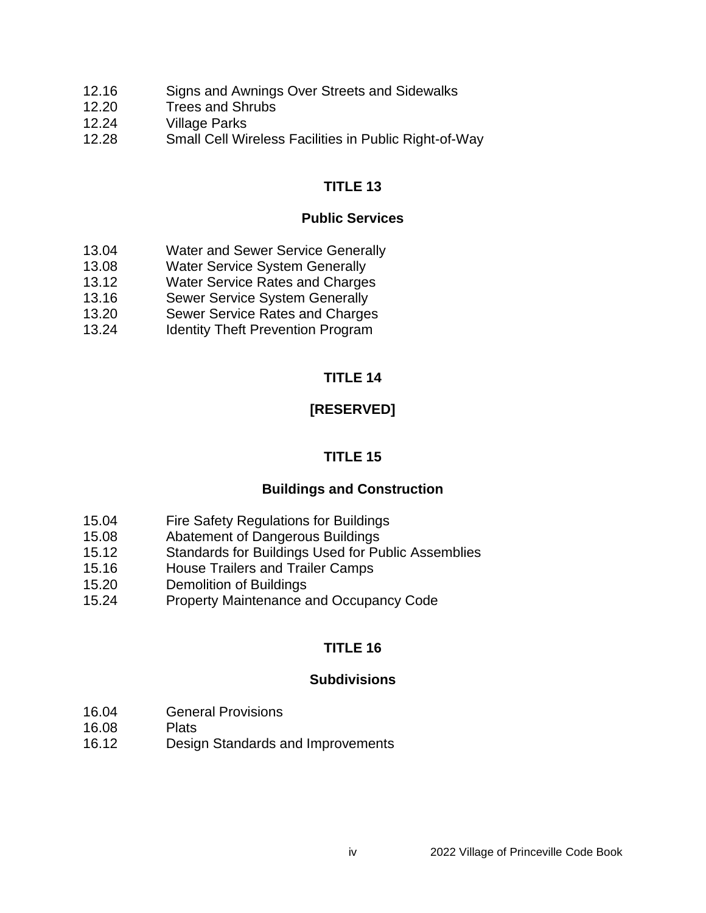12.16 Signs and Awnings Over Streets and Sidewalks
12.20 Trees and Shrubs
12.24 Village Parks
12.28 Small Cell Wireless Facilities in Public Right-of-Way

## TITLE 13

## Public Services

13.04 Water and Sewer Service Generally
13.08 Water Service System Generally
13.12 Water Service Rates and Charges
13.16 Sewer Service System Generally
13.20 Sewer Service Rates and Charges
13.24 Identity Theft Prevention Program

## TITLE 14

## [RESERVED]

## TITLE 15

## Buildings and Construction

15.04 Fire Safety Regulations for Buildings
15.08 Abatement of Dangerous Buildings
15.12 Standards for Buildings Used for Public Assemblies
15.16 House Trailers and Trailer Camps
15.20 Demolition of Buildings
15.24 Property Maintenance and Occupancy Code

## TITLE 16

## Subdivisions

16.04 General Provisions
16.08 Plats
16.12 Design Standards and Improvements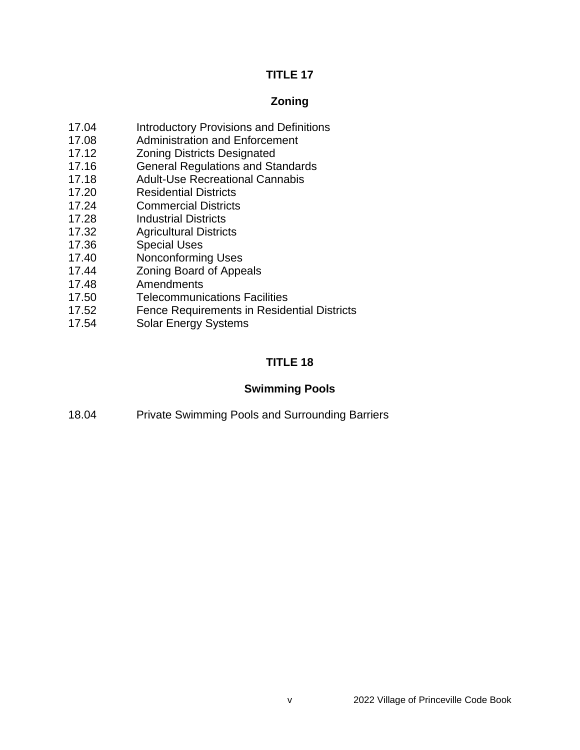# TITLE 17

## Zoning

| | |
|---|---|
| 17.04 | Introductory Provisions and Definitions |
| 17.08 | Administration and Enforcement |
| 17.12 | Zoning Districts Designated |
| 17.16 | General Regulations and Standards |
| 17.18 | Adult-Use Recreational Cannabis |
| 17.20 | Residential Districts |
| 17.24 | Commercial Districts |
| 17.28 | Industrial Districts |
| 17.32 | Agricultural Districts |
| 17.36 | Special Uses |
| 17.40 | Nonconforming Uses |
| 17.44 | Zoning Board of Appeals |
| 17.48 | Amendments |
| 17.50 | Telecommunications Facilities |
| 17.52 | Fence Requirements in Residential Districts |
| 17.54 | Solar Energy Systems |

# TITLE 18

## Swimming Pools

| | |
|---|---|
| 18.04 | Private Swimming Pools and Surrounding Barriers |